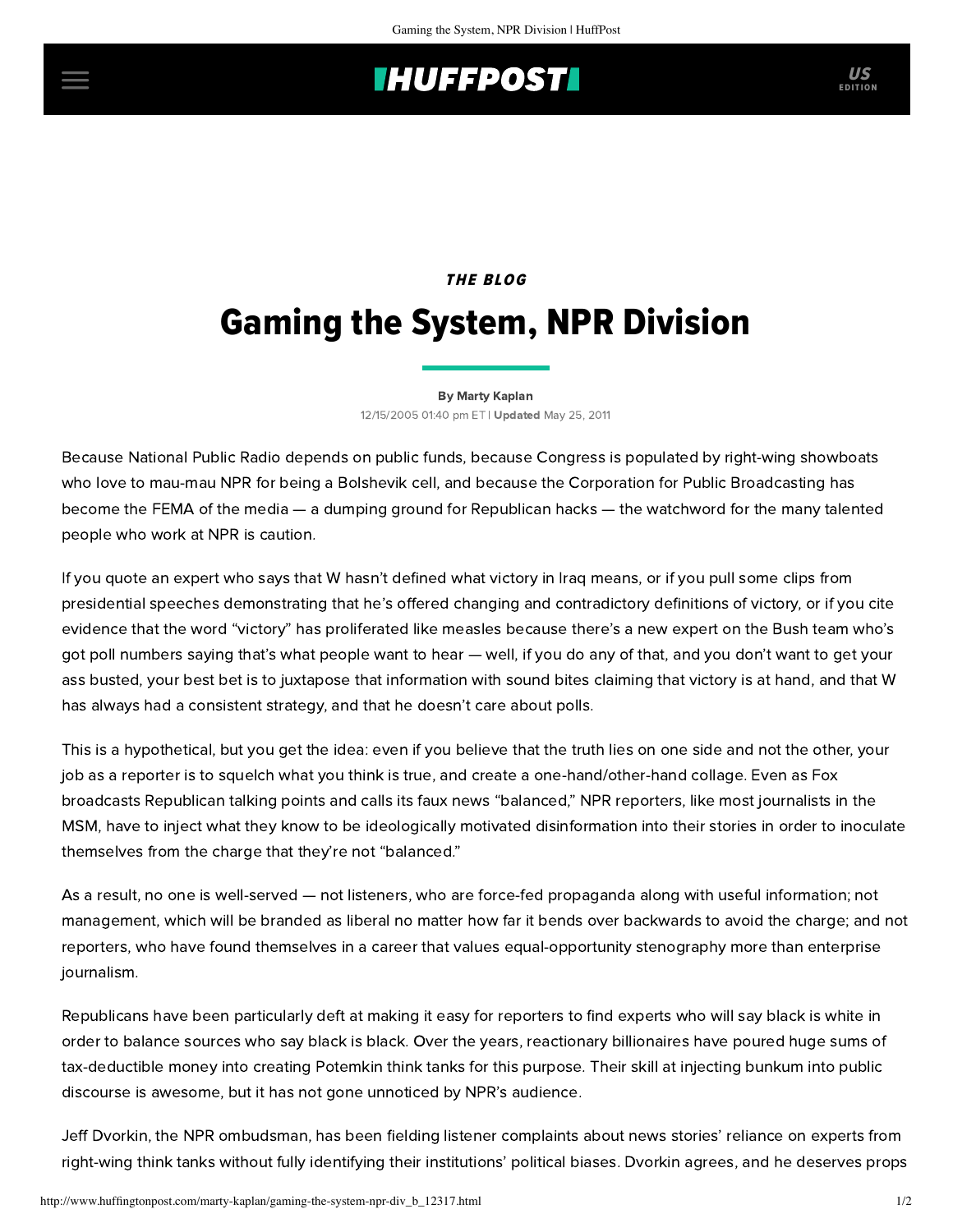*THE BLOG*

# Gaming the System, NPR Division

By Marty Kaplan

12/15/2005 01:40 pm ET | **Updated** May 25, 2011

Because National Public Radio depends on public funds, because Congress is populated by right-wing showboats who love to mau-mau NPR for being a Bolshevik cell, and because the Corporation for Public Broadcasting has become the FEMA of the media — a dumping ground for Republican hacks — the watchword for the many talented people who work at NPR is caution.

If you quote an expert who says that W hasn't defined what victory in Iraq means, or if you pull some clips from presidential speeches demonstrating that he's offered changing and contradictory definitions of victory, or if you cite evidence that the word "victory" has proliferated like measles because there's a new expert on the Bush team who's got poll numbers saying that's what people want to hear — well, if you do any of that, and you don't want to get your ass busted, your best bet is to juxtapose that information with sound bites claiming that victory is at hand, and that W has always had a consistent strategy, and that he doesn't care about polls.

This is a hypothetical, but you get the idea: even if you believe that the truth lies on one side and not the other, your job as a reporter is to squelch what you think is true, and create a one-hand/other-hand collage. Even as Fox broadcasts Republican talking points and calls its faux news "balanced," NPR reporters, like most journalists in the MSM, have to inject what they know to be ideologically motivated disinformation into their stories in order to inoculate themselves from the charge that they're not "balanced."

As a result, no one is well-served — not listeners, who are force-fed propaganda along with useful information; not management, which will be branded as liberal no matter how far it bends over backwards to avoid the charge; and not reporters, who have found themselves in a career that values equal-opportunity stenography more than enterprise journalism.

Republicans have been particularly deft at making it easy for reporters to find experts who will say black is white in order to balance sources who say black is black. Over the years, reactionary billionaires have poured huge sums of tax-deductible money into creating Potemkin think tanks for this purpose. Their skill at injecting bunkum into public discourse is awesome, but it has not gone unnoticed by NPR's audience.

Jeff Dvorkin, the NPR ombudsman, has been fielding listener complaints about news stories' reliance on experts from right-wing think tanks without fully identifying their institutions' political biases. Dvorkin agrees, and he deserves props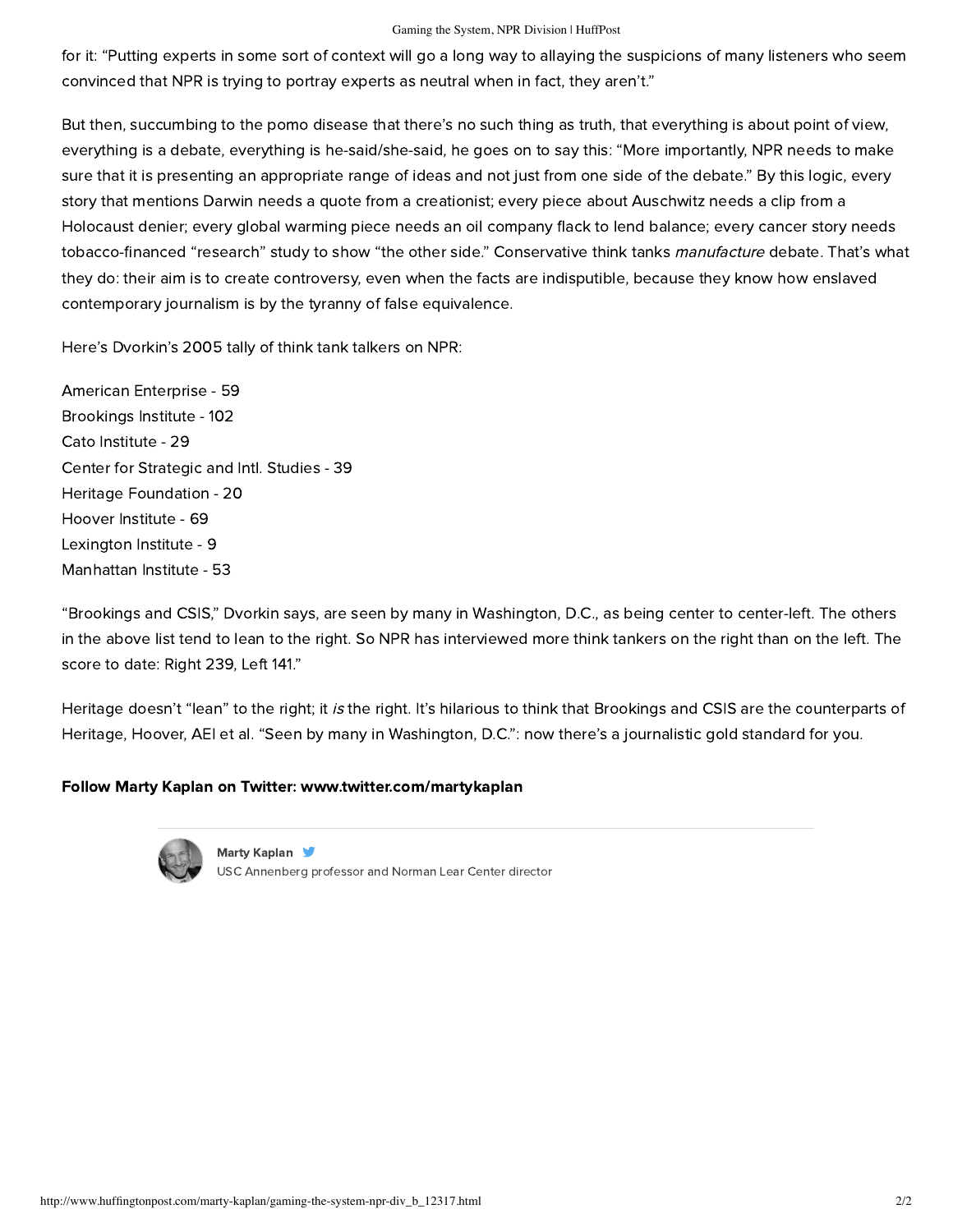for it: "Putting experts in some sort of context will go a long way to allaying the suspicions of many listeners who seem convinced that NPR is trying to portray experts as neutral when in fact, they aren't."

But then, succumbing to the pomo disease that there's no such thing as truth, that everything is about point of view, everything is a debate, everything is he-said/she-said, he goes on to say this: "More importantly, NPR needs to make sure that it is presenting an appropriate range of ideas and not just from one side of the debate." By this logic, every story that mentions Darwin needs a quote from a creationist; every piece about Auschwitz needs a clip from a Holocaust denier; every global warming piece needs an oil company flack to lend balance; every cancer story needs tobacco-financed "research" study to show "the other side." Conservative think tanks *manufacture* debate. That's what they do: their aim is to create controversy, even when the facts are indisputible, because they know how enslaved contemporary journalism is by the tyranny of false equivalence.

Here's Dvorkin's 2005 tally of think tank talkers on NPR:

American Enterprise - 59
Brookings Institute - 102
Cato Institute - 29
Center for Strategic and Intl. Studies - 39
Heritage Foundation - 20
Hoover Institute - 69
Lexington Institute - 9
Manhattan Institute - 53

"Brookings and CSIS," Dvorkin says, are seen by many in Washington, D.C., as being center to center-left. The others in the above list tend to lean to the right. So NPR has interviewed more think tankers on the right than on the left. The score to date: Right 239, Left 141."

Heritage doesn't "lean" to the right; it *is* the right. It's hilarious to think that Brookings and CSIS are the counterparts of Heritage, Hoover, AEI et al. "Seen by many in Washington, D.C.": now there's a journalistic gold standard for you.

**Follow Marty Kaplan on Twitter: www.twitter.com/martykaplan**

**Marty Kaplan**
USC Annenberg professor and Norman Lear Center director